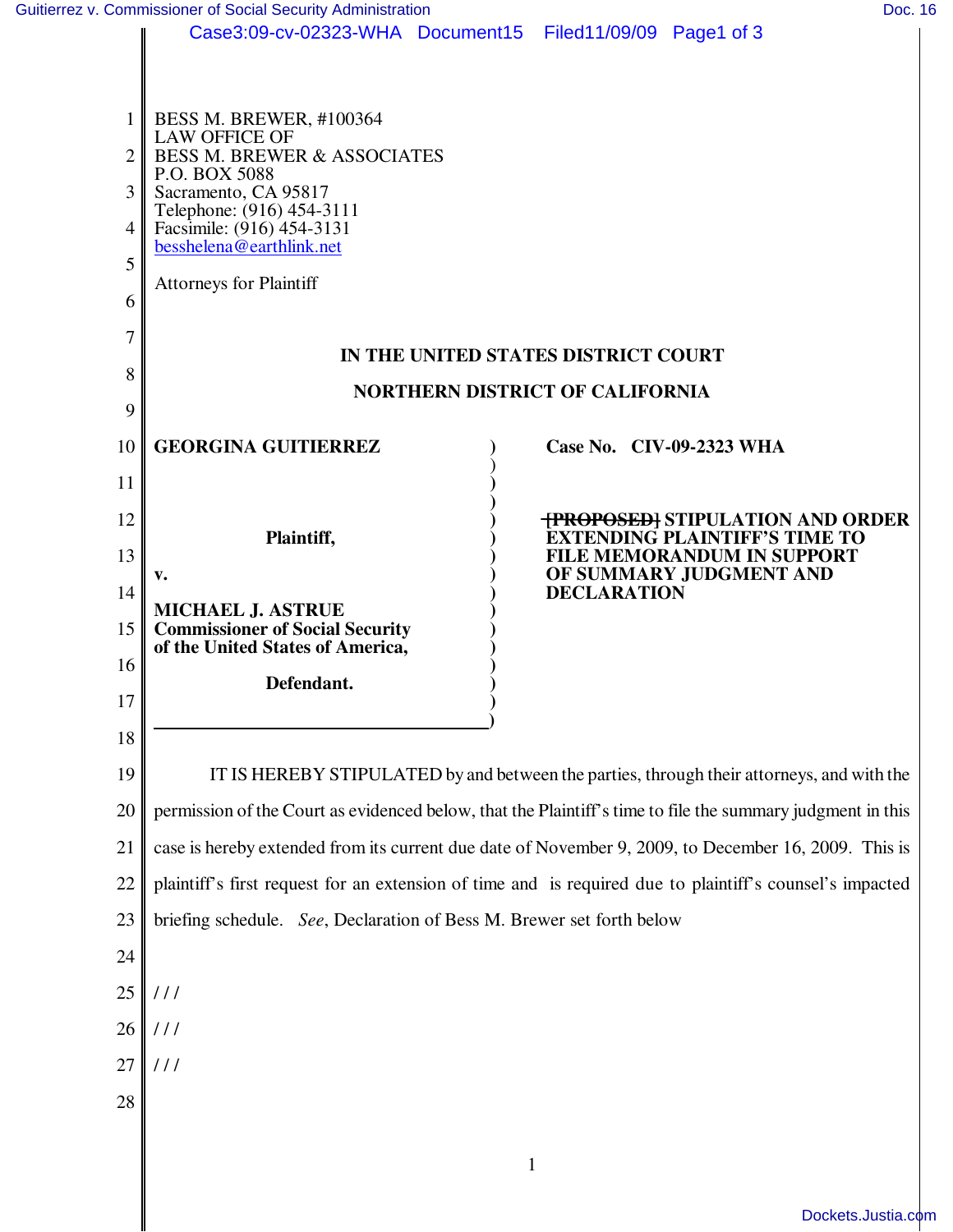BESS M. BREWER, #100364
LAW OFFICE OF
BESS M. BREWER & ASSOCIATES
P.O. BOX 5088
Sacramento, CA 95817
Telephone: (916) 454-3111
Facsimile: (916) 454-3131
besshelena@earthlink.net

Attorneys for Plaintiff

**IN THE UNITED STATES DISTRICT COURT**

**NORTHERN DISTRICT OF CALIFORNIA**

| | |
|---|---|
| **GEORGINA GUITIERREZ**<br><br>**Plaintiff,**<br><br>**v.**<br><br>**MICHAEL J. ASTRUE**<br>**Commissioner of Social Security of the United States of America,**<br><br>**Defendant.** | **Case No. CIV-09-2323 WHA**<br><br>~~**[PROPOSED]**~~ **STIPULATION AND ORDER EXTENDING PLAINTIFF'S TIME TO FILE MEMORANDUM IN SUPPORT OF SUMMARY JUDGMENT AND DECLARATION** |

IT IS HEREBY STIPULATED by and between the parties, through their attorneys, and with the permission of the Court as evidenced below, that the Plaintiff's time to file the summary judgment in this case is hereby extended from its current due date of November 9, 2009, to December 16, 2009. This is plaintiff's first request for an extension of time and is required due to plaintiff's counsel's impacted briefing schedule. *See*, Declaration of Bess M. Brewer set forth below

/ / /

/ / /

/ / /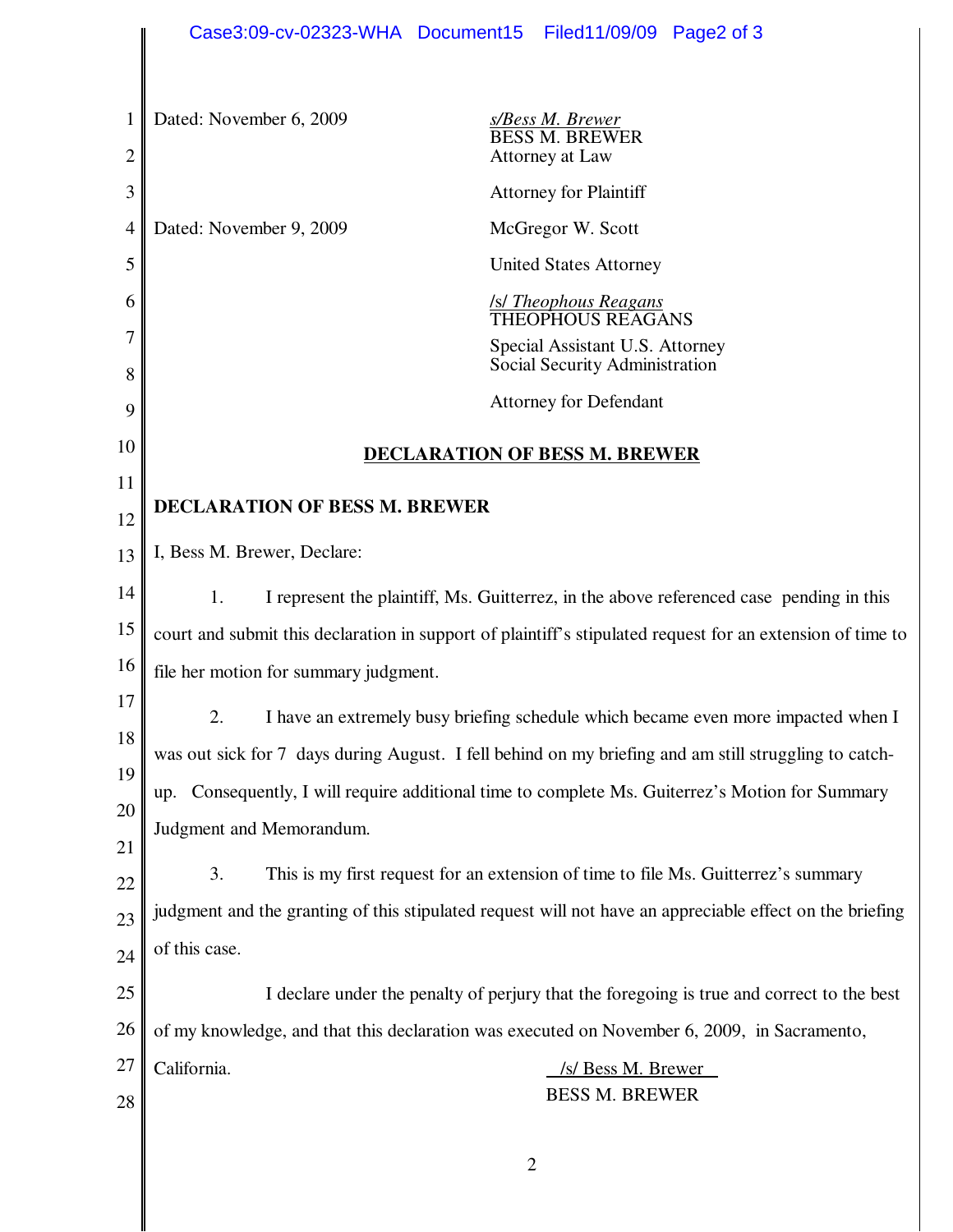Dated: November 6, 2009

*s/Bess M. Brewer*
BESS M. BREWER
Attorney at Law

Attorney for Plaintiff

Dated: November 9, 2009

McGregor W. Scott

United States Attorney

/s/ *Theophous Reagans*
THEOPHOUS REAGANS

Special Assistant U.S. Attorney
Social Security Administration

Attorney for Defendant

## DECLARATION OF BESS M. BREWER

**DECLARATION OF BESS M. BREWER**

I, Bess M. Brewer, Declare:

1. I represent the plaintiff, Ms. Guitterrez, in the above referenced case pending in this court and submit this declaration in support of plaintiff's stipulated request for an extension of time to file her motion for summary judgment.

2. I have an extremely busy briefing schedule which became even more impacted when I was out sick for 7 days during August. I fell behind on my briefing and am still struggling to catch-up. Consequently, I will require additional time to complete Ms. Guiterrez's Motion for Summary Judgment and Memorandum.

3. This is my first request for an extension of time to file Ms. Guitterrez's summary judgment and the granting of this stipulated request will not have an appreciable effect on the briefing of this case.

I declare under the penalty of perjury that the foregoing is true and correct to the best of my knowledge, and that this declaration was executed on November 6, 2009, in Sacramento, California.

/s/ Bess M. Brewer
BESS M. BREWER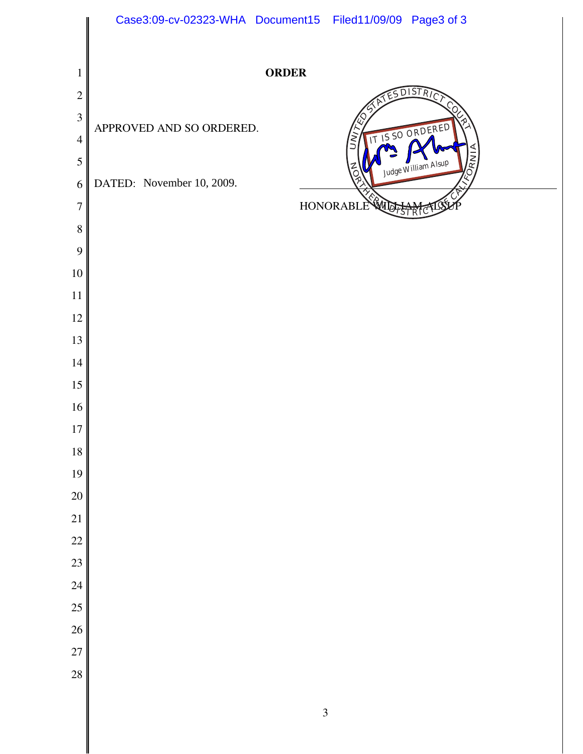**ORDER**

APPROVED AND SO ORDERED.

DATED: November 10, 2009.

HONORABLE WILLIAM ALSUP